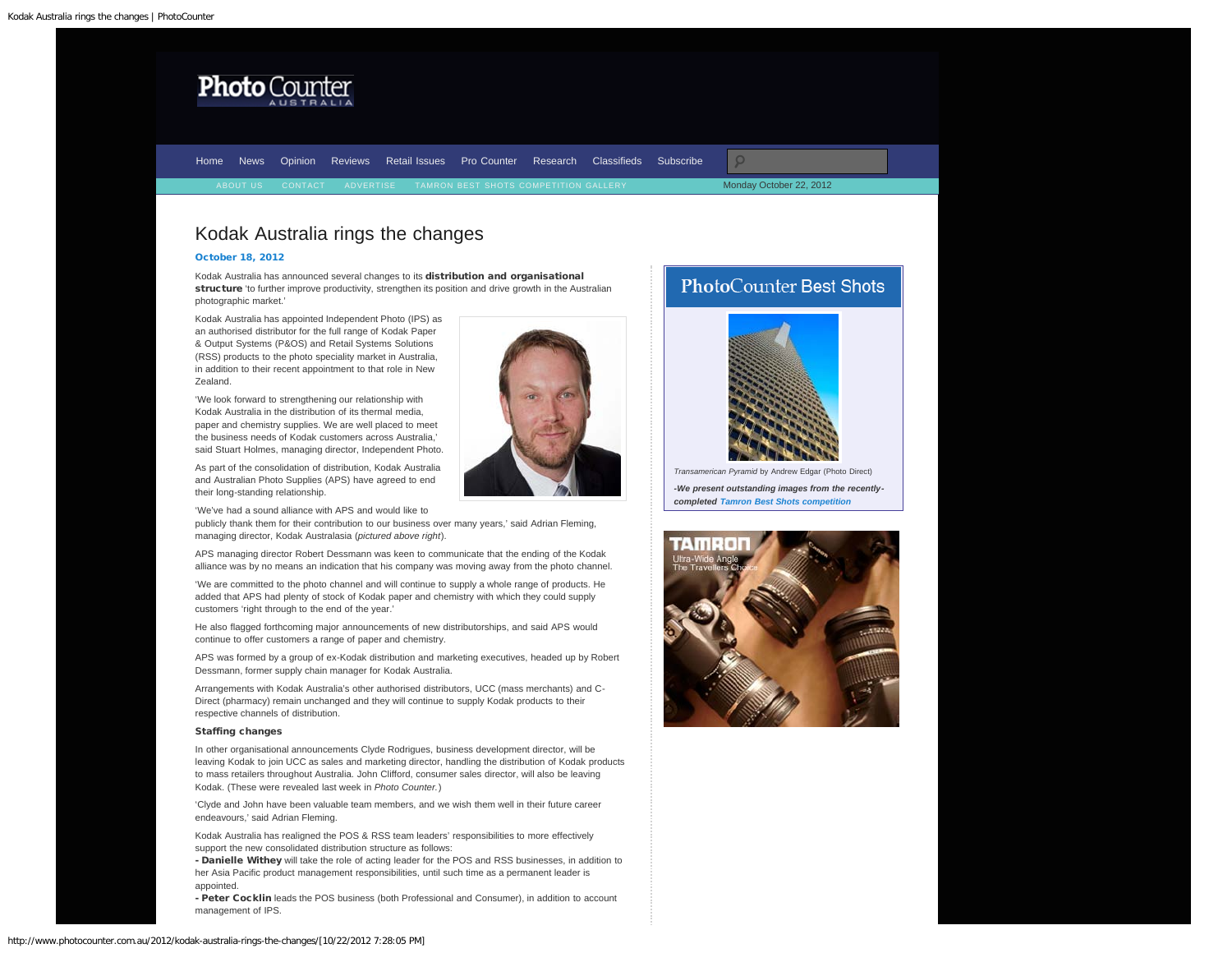Home News Opinion Reviews Retail Issues Pro Counter Research Classifieds Subscribe

ABOUT US CONTACT ADVERTISE TAMRON BEST SHOTS COMPETITION GALLERY Monday October 22, 2012

# Kodak Australia rings the changes

**October 18, 2012**

Kodak Australia has announced several changes to its **distribution and organisational structure** 'to further improve productivity, strengthen its position and drive growth in the Australian photographic market.'

Kodak Australia has appointed Independent Photo (IPS) as an authorised distributor for the full range of Kodak Paper & Output Systems (P&OS) and Retail Systems Solutions (RSS) products to the photo speciality market in Australia, in addition to their recent appointment to that role in New Zealand.

'We look forward to strengthening our relationship with Kodak Australia in the distribution of its thermal media, paper and chemistry supplies. We are well placed to meet the business needs of Kodak customers across Australia,' said Stuart Holmes, managing director, Independent Photo.

As part of the consolidation of distribution, Kodak Australia and Australian Photo Supplies (APS) have agreed to end their long-standing relationship.

'We've had a sound alliance with APS and would like to publicly thank them for their contribution to our business over many years,' said Adrian Fleming, managing director, Kodak Australasia (*pictured above right*).

APS managing director Robert Dessmann was keen to communicate that the ending of the Kodak alliance was by no means an indication that his company was moving away from the photo channel.

'We are committed to the photo channel and will continue to supply a whole range of products. He added that APS had plenty of stock of Kodak paper and chemistry with which they could supply customers 'right through to the end of the year.'

He also flagged forthcoming major announcements of new distributorships, and said APS would continue to offer customers a range of paper and chemistry.

APS was formed by a group of ex-Kodak distribution and marketing executives, headed up by Robert Dessmann, former supply chain manager for Kodak Australia.

Arrangements with Kodak Australia's other authorised distributors, UCC (mass merchants) and C-Direct (pharmacy) remain unchanged and they will continue to supply Kodak products to their respective channels of distribution.

**Staffing changes**

In other organisational announcements Clyde Rodrigues, business development director, will be leaving Kodak to join UCC as sales and marketing director, handling the distribution of Kodak products to mass retailers throughout Australia. John Clifford, consumer sales director, will also be leaving Kodak. (These were revealed last week in *Photo Counter.*)

'Clyde and John have been valuable team members, and we wish them well in their future career endeavours,' said Adrian Fleming.

Kodak Australia has realigned the POS & RSS team leaders' responsibilities to more effectively support the new consolidated distribution structure as follows:
**- Danielle Withey** will take the role of acting leader for the POS and RSS businesses, in addition to her Asia Pacific product management responsibilities, until such time as a permanent leader is appointed.
**- Peter Cocklin** leads the POS business (both Professional and Consumer), in addition to account management of IPS.

PhotoCounter Best Shots

*Transamerican Pyramid* by Andrew Edgar (Photo Direct)

***-We present outstanding images from the recently-completed Tamron Best Shots competition***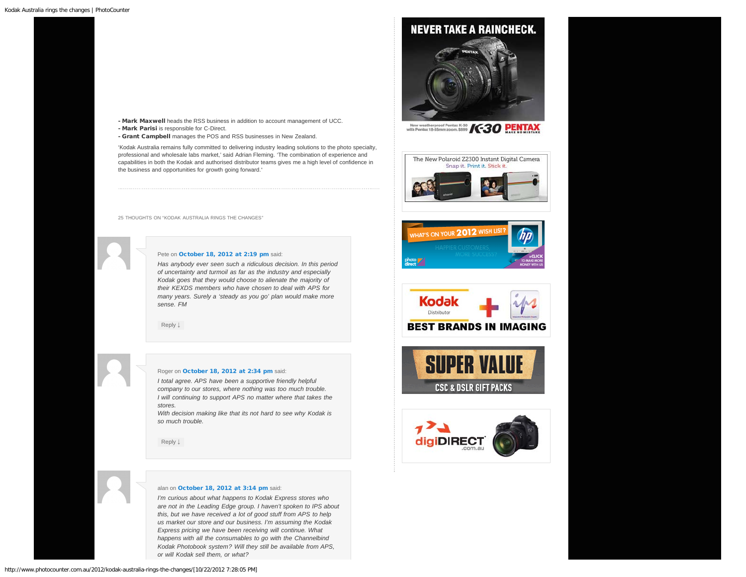- **Mark Maxwell** heads the RSS business in addition to account management of UCC.
- **Mark Parisi** is responsible for C-Direct.
- **Grant Campbell** manages the POS and RSS businesses in New Zealand.

'Kodak Australia remains fully committed to delivering industry leading solutions to the photo specialty, professional and wholesale labs market,' said Adrian Fleming. 'The combination of experience and capabilities in both the Kodak and authorised distributor teams gives me a high level of confidence in the business and opportunities for growth going forward.'

---

25 THOUGHTS ON "KODAK AUSTRALIA RINGS THE CHANGES"

Pete on **October 18, 2012 at 2:19 pm** said:

*Has anybody ever seen such a ridiculous decision. In this period of uncertainty and turmoil as far as the industry and especially Kodak goes that they would choose to alienate the majority of their KEXDS members who have chosen to deal with APS for many years. Surely a 'steady as you go' plan would make more sense. FM*

Reply ↓

Roger on **October 18, 2012 at 2:34 pm** said:

*I total agree. APS have been a supportive friendly helpful company to our stores, where nothing was too much trouble.*
*I will continuing to support APS no matter where that takes the stores.*
*With decision making like that its not hard to see why Kodak is so much trouble.*

Reply ↓

alan on **October 18, 2012 at 3:14 pm** said:

*I'm curious about what happens to Kodak Express stores who are not in the Leading Edge group. I haven't spoken to IPS about this, but we have received a lot of good stuff from APS to help us market our store and our business. I'm assuming the Kodak Express pricing we have been receiving will continue. What happens with all the consumables to go with the Channelbind Kodak Photobook system? Will they still be available from APS, or will Kodak sell them, or what?*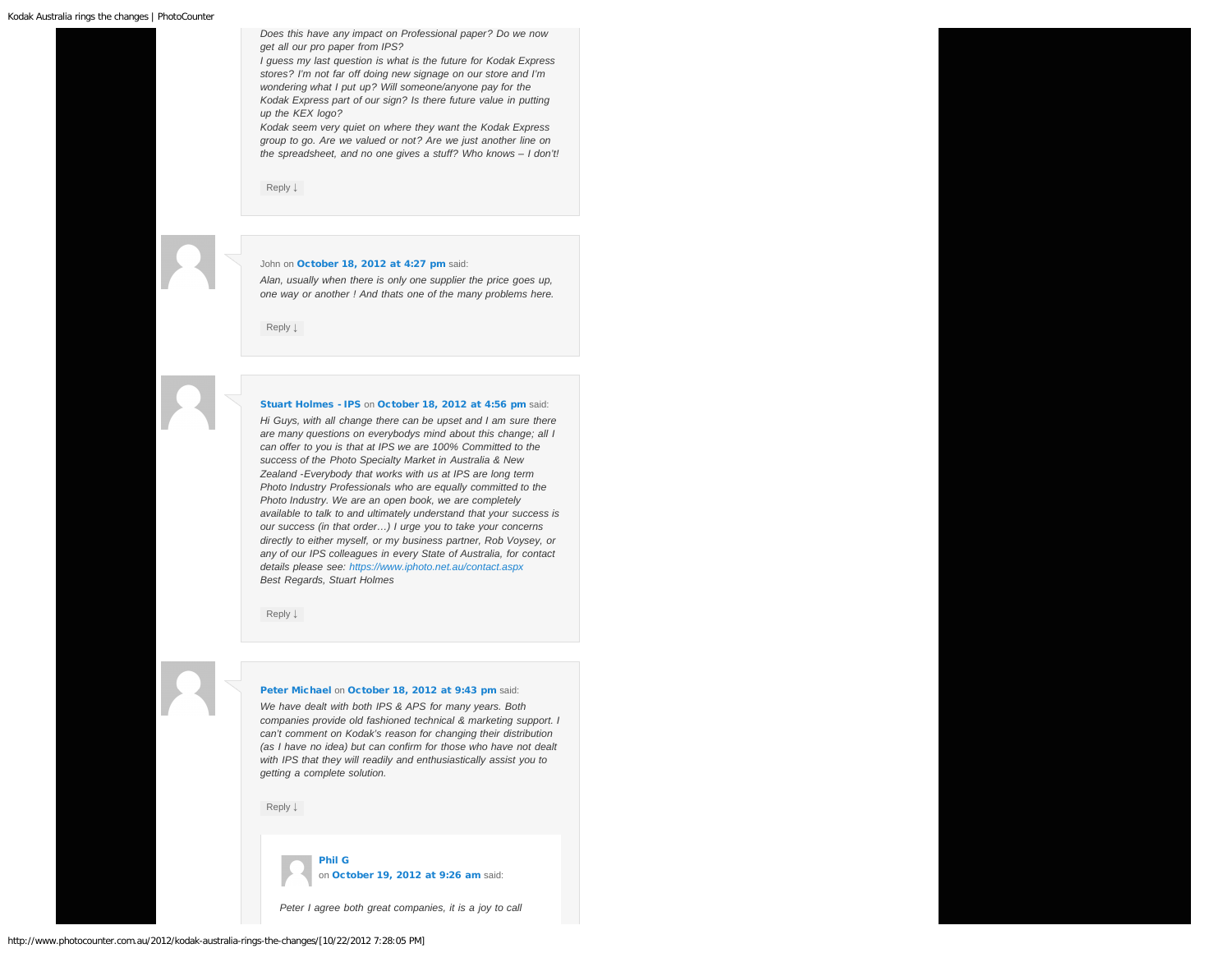*Does this have any impact on Professional paper? Do we now get all our pro paper from IPS?*
*I guess my last question is what is the future for Kodak Express stores? I'm not far off doing new signage on our store and I'm wondering what I put up? Will someone/anyone pay for the Kodak Express part of our sign? Is there future value in putting up the KEX logo?*
*Kodak seem very quiet on where they want the Kodak Express group to go. Are we valued or not? Are we just another line on the spreadsheet, and no one gives a stuff? Who knows – I don't!*

Reply ↓

John on **October 18, 2012 at 4:27 pm** said:

*Alan, usually when there is only one supplier the price goes up, one way or another ! And thats one of the many problems here.*

Reply ↓

**Stuart Holmes - IPS** on **October 18, 2012 at 4:56 pm** said:

*Hi Guys, with all change there can be upset and I am sure there are many questions on everybodys mind about this change; all I can offer to you is that at IPS we are 100% Committed to the success of the Photo Specialty Market in Australia & New Zealand -Everybody that works with us at IPS are long term Photo Industry Professionals who are equally committed to the Photo Industry. We are an open book, we are completely available to talk to and ultimately understand that your success is our success (in that order…) I urge you to take your concerns directly to either myself, or my business partner, Rob Voysey, or any of our IPS colleagues in every State of Australia, for contact details please see: https://www.iphoto.net.au/contact.aspx*
*Best Regards, Stuart Holmes*

Reply ↓

**Peter Michael** on **October 18, 2012 at 9:43 pm** said:

*We have dealt with both IPS & APS for many years. Both companies provide old fashioned technical & marketing support. I can't comment on Kodak's reason for changing their distribution (as I have no idea) but can confirm for those who have not dealt with IPS that they will readily and enthusiastically assist you to getting a complete solution.*

Reply ↓

**Phil G** on **October 19, 2012 at 9:26 am** said:

*Peter I agree both great companies, it is a joy to call*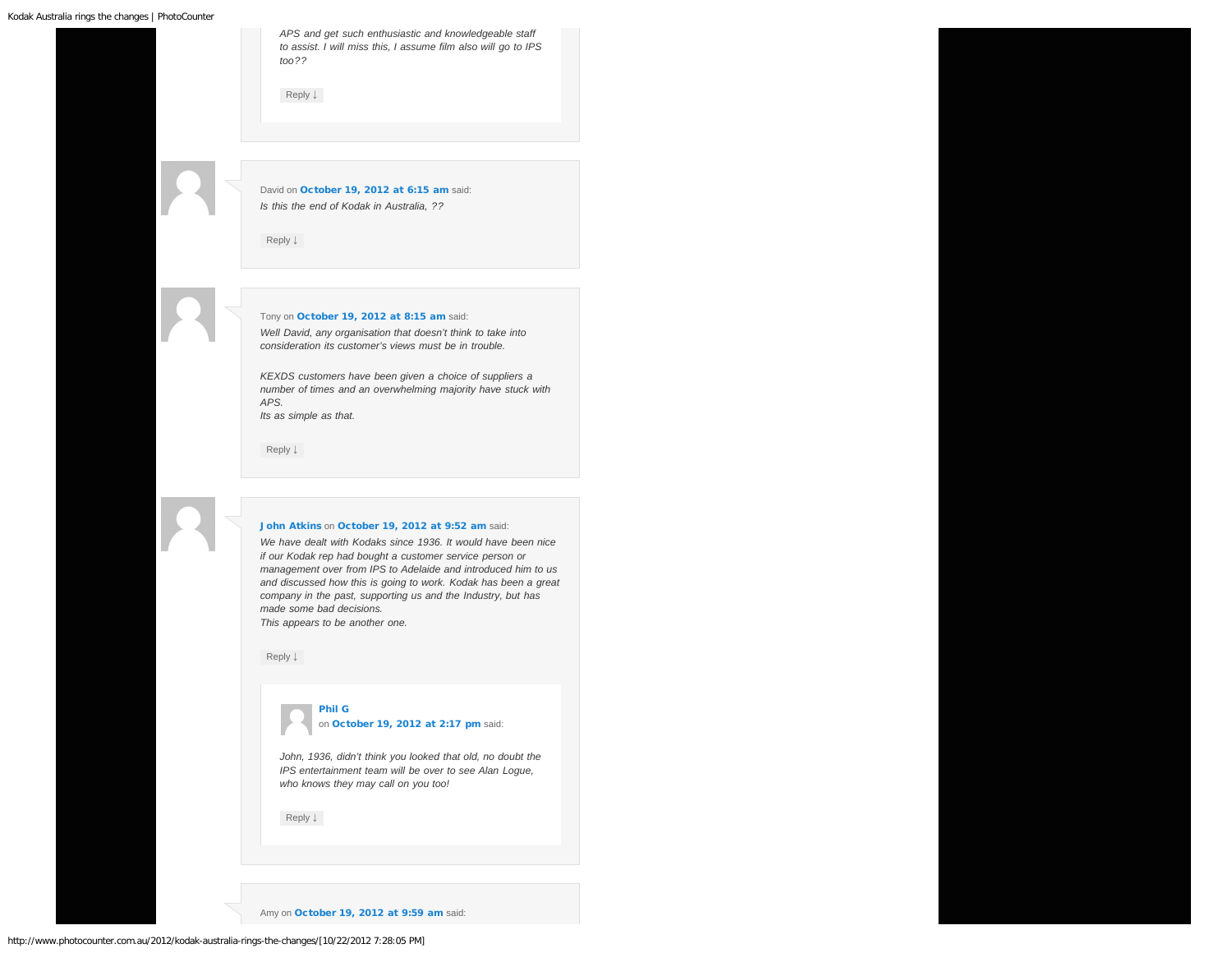*APS and get such enthusiastic and knowledgeable staff to assist. I will miss this, I assume film also will go to IPS too??*

Reply ↓

David on **October 19, 2012 at 6:15 am** said:

*Is this the end of Kodak in Australia, ??*

Reply ↓

Tony on **October 19, 2012 at 8:15 am** said:

*Well David, any organisation that doesn't think to take into consideration its customer's views must be in trouble.*

*KEXDS customers have been given a choice of suppliers a number of times and an overwhelming majority have stuck with APS.*
*Its as simple as that.*

Reply ↓

**J ohn Atkins** on **October 19, 2012 at 9:52 am** said:

*We have dealt with Kodaks since 1936. It would have been nice if our Kodak rep had bought a customer service person or management over from IPS to Adelaide and introduced him to us and discussed how this is going to work. Kodak has been a great company in the past, supporting us and the Industry, but has made some bad decisions.*
*This appears to be another one.*

Reply ↓

**Phil G** on **October 19, 2012 at 2:17 pm** said:

*John, 1936, didn't think you looked that old, no doubt the IPS entertainment team will be over to see Alan Logue, who knows they may call on you too!*

Reply ↓

Amy on **October 19, 2012 at 9:59 am** said: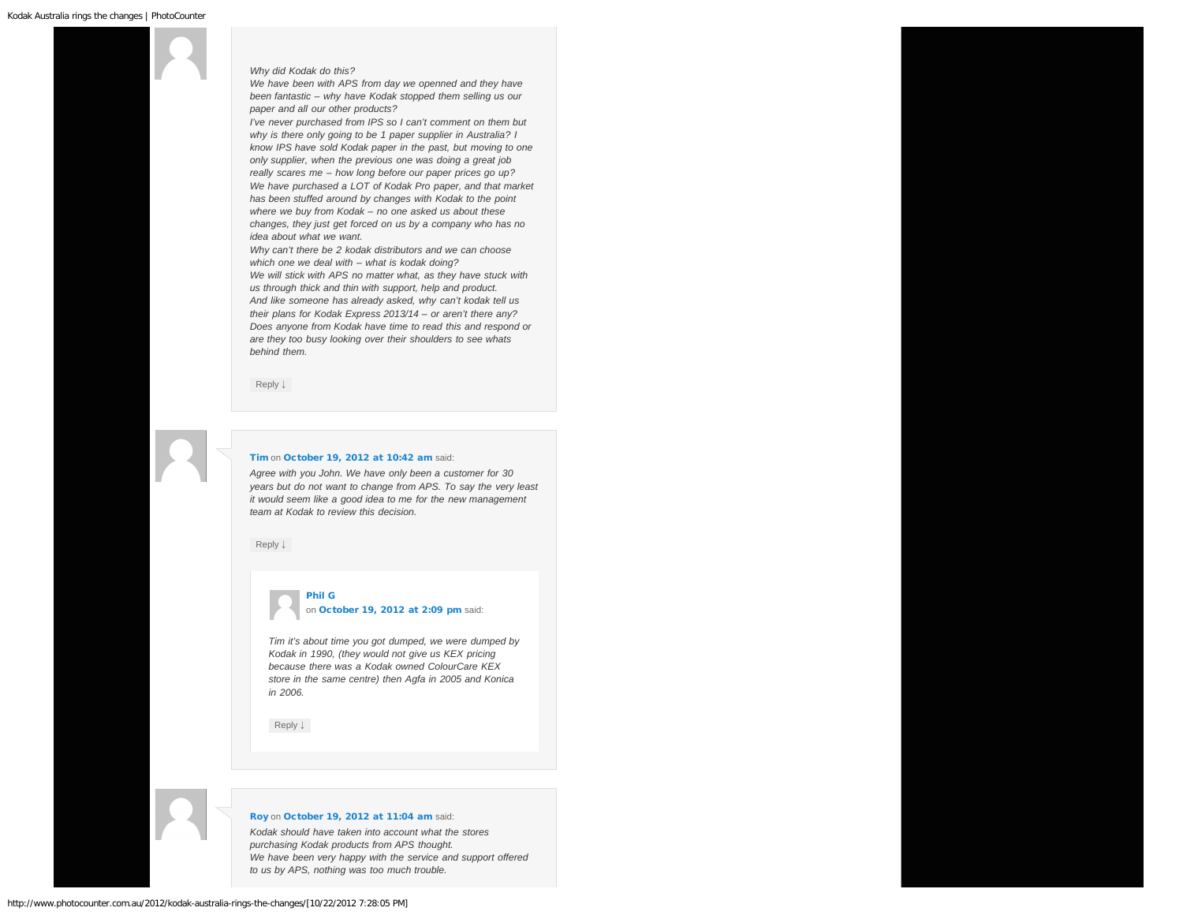*Why did Kodak do this?*
*We have been with APS from day we openned and they have been fantastic – why have Kodak stopped them selling us our paper and all our other products?*
*I've never purchased from IPS so I can't comment on them but why is there only going to be 1 paper supplier in Australia? I know IPS have sold Kodak paper in the past, but moving to one only supplier, when the previous one was doing a great job really scares me – how long before our paper prices go up?*
*We have purchased a LOT of Kodak Pro paper, and that market has been stuffed around by changes with Kodak to the point where we buy from Kodak – no one asked us about these changes, they just get forced on us by a company who has no idea about what we want.*
*Why can't there be 2 kodak distributors and we can choose which one we deal with – what is kodak doing?*
*We will stick with APS no matter what, as they have stuck with us through thick and thin with support, help and product.*
*And like someone has already asked, why can't kodak tell us their plans for Kodak Express 2013/14 – or aren't there any?*
*Does anyone from Kodak have time to read this and respond or are they too busy looking over their shoulders to see whats behind them.*

Reply ↓

**Tim** on **October 19, 2012 at 10:42 am** said:

*Agree with you John. We have only been a customer for 30 years but do not want to change from APS. To say the very least it would seem like a good idea to me for the new management team at Kodak to review this decision.*

Reply ↓

**Phil G** on **October 19, 2012 at 2:09 pm** said:

*Tim it's about time you got dumped, we were dumped by Kodak in 1990, (they would not give us KEX pricing because there was a Kodak owned ColourCare KEX store in the same centre) then Agfa in 2005 and Konica in 2006.*

Reply ↓

**Roy** on **October 19, 2012 at 11:04 am** said:

*Kodak should have taken into account what the stores purchasing Kodak products from APS thought.*
*We have been very happy with the service and support offered to us by APS, nothing was too much trouble.*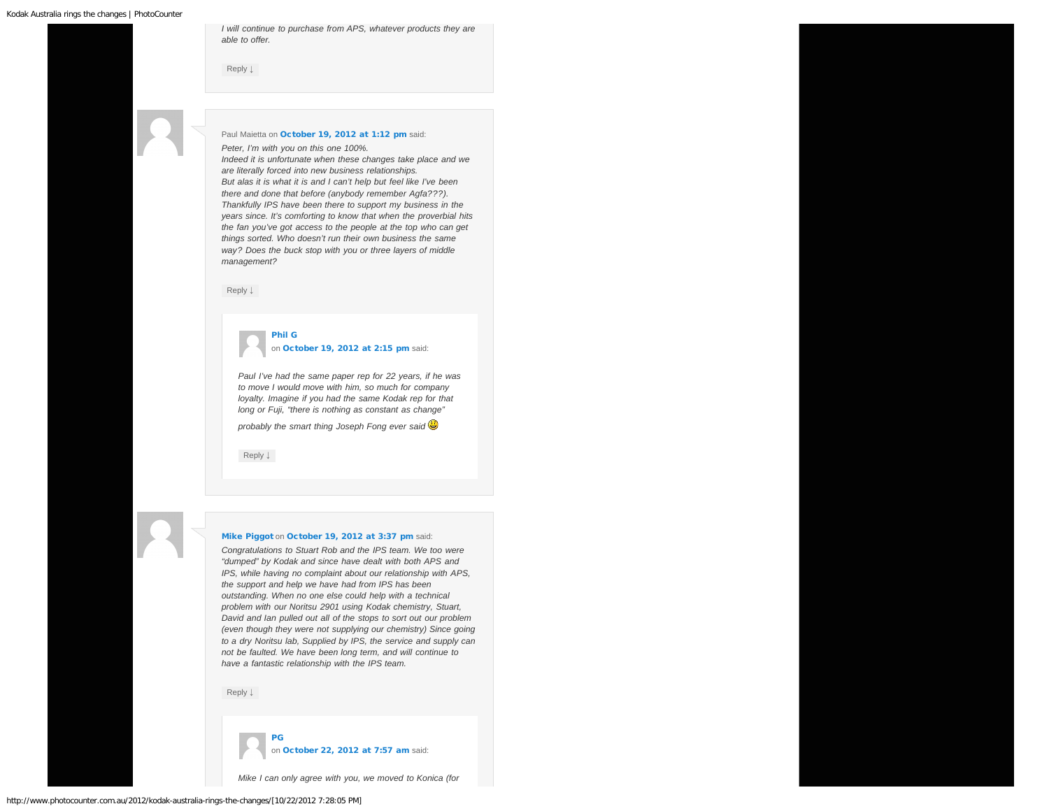*I will continue to purchase from APS, whatever products they are able to offer.*

Reply ↓

Paul Maietta on **October 19, 2012 at 1:12 pm** said:

*Peter, I'm with you on this one 100%.*
*Indeed it is unfortunate when these changes take place and we are literally forced into new business relationships.*
*But alas it is what it is and I can't help but feel like I've been there and done that before (anybody remember Agfa???).*
*Thankfully IPS have been there to support my business in the years since. It's comforting to know that when the proverbial hits the fan you've got access to the people at the top who can get things sorted. Who doesn't run their own business the same way? Does the buck stop with you or three layers of middle management?*

Reply ↓

**Phil G**
on **October 19, 2012 at 2:15 pm** said:

*Paul I've had the same paper rep for 22 years, if he was to move I would move with him, so much for company loyalty. Imagine if you had the same Kodak rep for that long or Fuji, "there is nothing as constant as change" probably the smart thing Joseph Fong ever said* :)

Reply ↓

**Mike Piggot** on **October 19, 2012 at 3:37 pm** said:

*Congratulations to Stuart Rob and the IPS team. We too were "dumped" by Kodak and since have dealt with both APS and IPS, while having no complaint about our relationship with APS, the support and help we have had from IPS has been outstanding. When no one else could help with a technical problem with our Noritsu 2901 using Kodak chemistry, Stuart, David and Ian pulled out all of the stops to sort out our problem (even though they were not supplying our chemistry) Since going to a dry Noritsu lab, Supplied by IPS, the service and supply can not be faulted. We have been long term, and will continue to have a fantastic relationship with the IPS team.*

Reply ↓

**PG**
on **October 22, 2012 at 7:57 am** said:

*Mike I can only agree with you, we moved to Konica (for*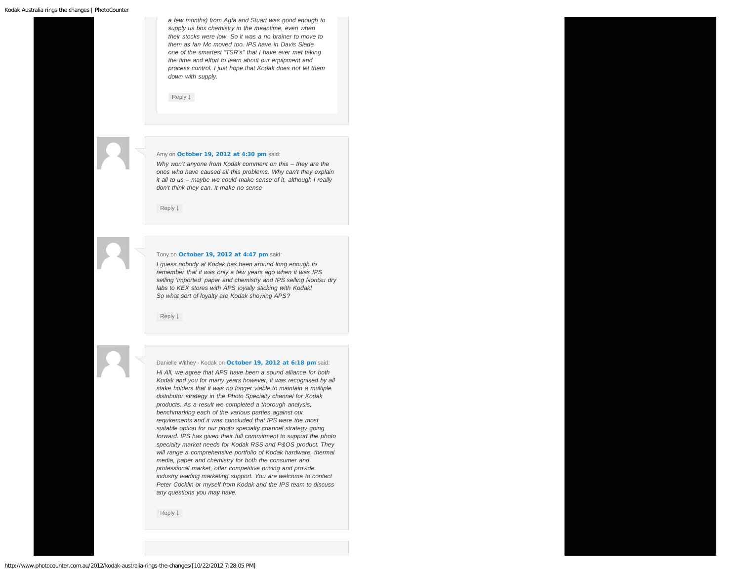*a few months) from Agfa and Stuart was good enough to supply us box chemistry in the meantime, even when their stocks were low. So it was a no brainer to move to them as Ian Mc moved too. IPS have in Davis Slade one of the smartest "TSR's" that I have ever met taking the time and effort to learn about our equipment and process control. I just hope that Kodak does not let them down with supply.*

Reply ↓

Amy on **October 19, 2012 at 4:30 pm** said:

*Why won't anyone from Kodak comment on this – they are the ones who have caused all this problems. Why can't they explain it all to us – maybe we could make sense of it, although I really don't think they can. It make no sense*

Reply ↓

Tony on **October 19, 2012 at 4:47 pm** said:

*I guess nobody at Kodak has been around long enough to remember that it was only a few years ago when it was IPS selling 'imported' paper and chemistry and IPS selling Noritsu dry labs to KEX stores with APS loyally sticking with Kodak!*
*So what sort of loyalty are Kodak showing APS?*

Reply ↓

Danielle Withey - Kodak on **October 19, 2012 at 6:18 pm** said:

*Hi All, we agree that APS have been a sound alliance for both Kodak and you for many years however, it was recognised by all stake holders that it was no longer viable to maintain a multiple distributor strategy in the Photo Specialty channel for Kodak products. As a result we completed a thorough analysis, benchmarking each of the various parties against our requirements and it was concluded that IPS were the most suitable option for our photo specialty channel strategy going forward. IPS has given their full commitment to support the photo specialty market needs for Kodak RSS and P&OS product. They will range a comprehensive portfolio of Kodak hardware, thermal media, paper and chemistry for both the consumer and professional market, offer competitive pricing and provide industry leading marketing support. You are welcome to contact Peter Cocklin or myself from Kodak and the IPS team to discuss any questions you may have.*

Reply ↓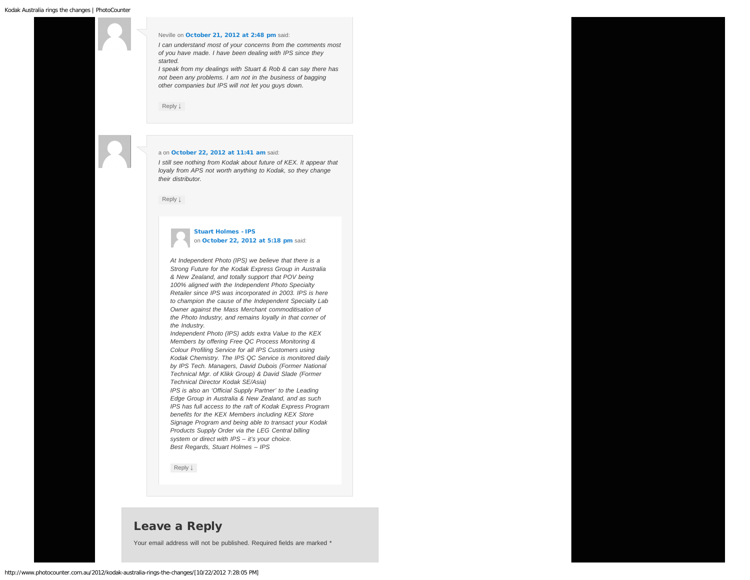Neville on **October 21, 2012 at 2:48 pm** said:

*I can understand most of your concerns from the comments most of you have made. I have been dealing with IPS since they started.*
*I speak from my dealings with Stuart & Rob & can say there has not been any problems. I am not in the business of bagging other companies but IPS will not let you guys down.*

Reply ↓

a on **October 22, 2012 at 11:41 am** said:

*I still see nothing from Kodak about future of KEX. It appear that loyaly from APS not worth anything to Kodak, so they change their distributor.*

Reply ↓

> **Stuart Holmes - IPS** on **October 22, 2012 at 5:18 pm** said:
>
> *At Independent Photo (IPS) we believe that there is a Strong Future for the Kodak Express Group in Australia & New Zealand, and totally support that POV being 100% aligned with the Independent Photo Specialty Retailer since IPS was incorporated in 2003. IPS is here to champion the cause of the Independent Specialty Lab Owner against the Mass Merchant commoditisation of the Photo Industry, and remains loyally in that corner of the Industry.*
> *Independent Photo (IPS) adds extra Value to the KEX Members by offering Free QC Process Monitoring & Colour Profiling Service for all IPS Customers using Kodak Chemistry. The IPS QC Service is monitored daily by IPS Tech. Managers, David Dubois (Former National Technical Mgr. of Klikk Group) & David Slade (Former Technical Director Kodak SE/Asia)*
> *IPS is also an 'Official Supply Partner' to the Leading Edge Group in Australia & New Zealand, and as such IPS has full access to the raft of Kodak Express Program benefits for the KEX Members including KEX Store Signage Program and being able to transact your Kodak Products Supply Order via the LEG Central billing system or direct with IPS – it's your choice.*
> *Best Regards, Stuart Holmes – IPS*
>
> Reply ↓

## Leave a Reply

Your email address will not be published. Required fields are marked *